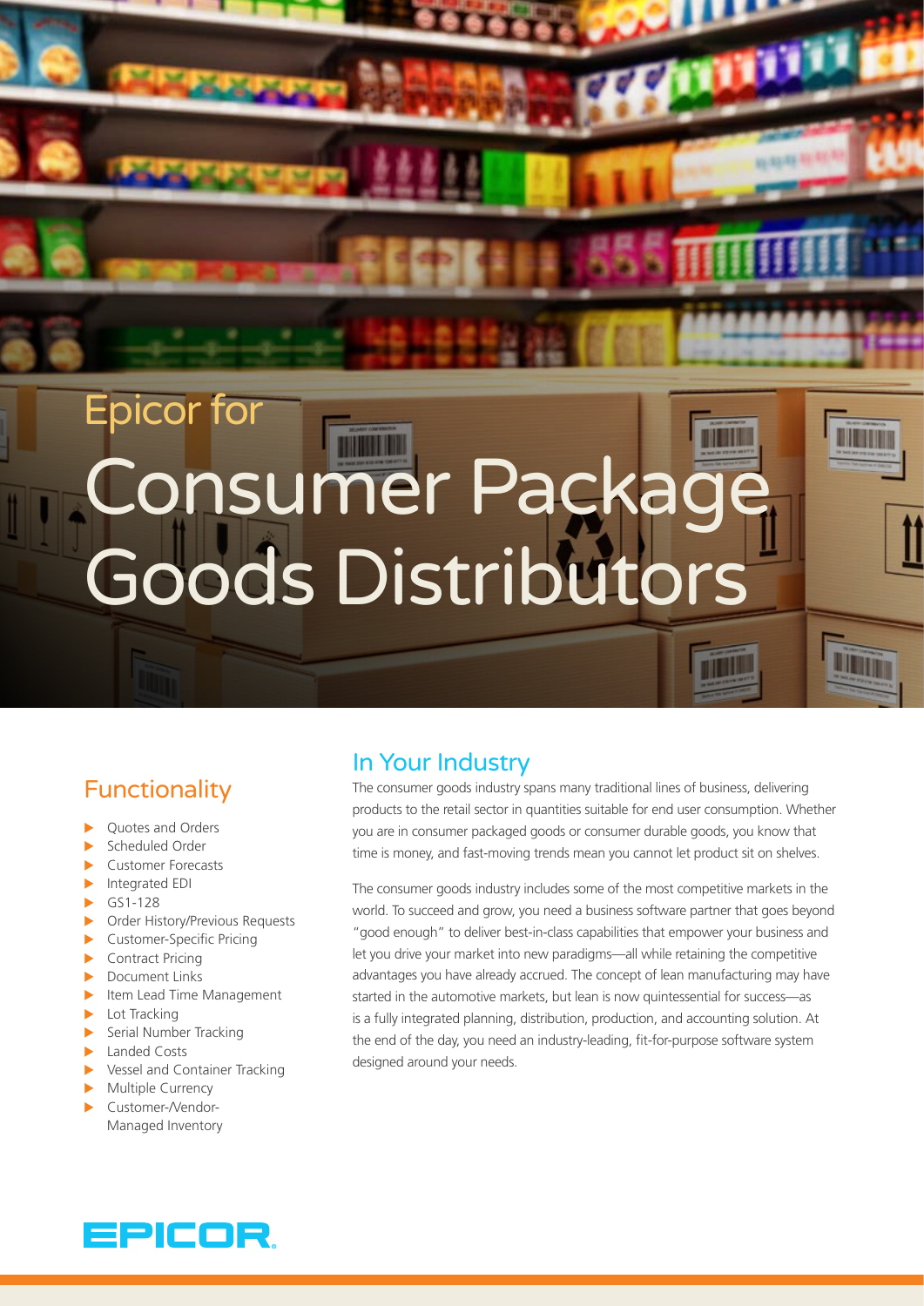# Epicor for Consumer Package Goods Distributors

## Functionality

- Quotes and Orders
- Scheduled Order
- Customer Forecasts
- Integrated EDI
- GS1-128
- Order History/Previous Requests
- Customer-Specific Pricing
- Contract Pricing
- Document Links
- Item Lead Time Management
- Lot Tracking
- Serial Number Tracking
- Landed Costs
- Vessel and Container Tracking
- Multiple Currency
- Customer-/Vendor-Managed Inventory

## In Your Industry

The consumer goods industry spans many traditional lines of business, delivering products to the retail sector in quantities suitable for end user consumption. Whether you are in consumer packaged goods or consumer durable goods, you know that time is money, and fast-moving trends mean you cannot let product sit on shelves.

The consumer goods industry includes some of the most competitive markets in the world. To succeed and grow, you need a business software partner that goes beyond "good enough" to deliver best-in-class capabilities that empower your business and let you drive your market into new paradigms—all while retaining the competitive advantages you have already accrued. The concept of lean manufacturing may have started in the automotive markets, but lean is now quintessential for success—as is a fully integrated planning, distribution, production, and accounting solution. At the end of the day, you need an industry-leading, fit-for-purpose software system designed around your needs.

EPICOR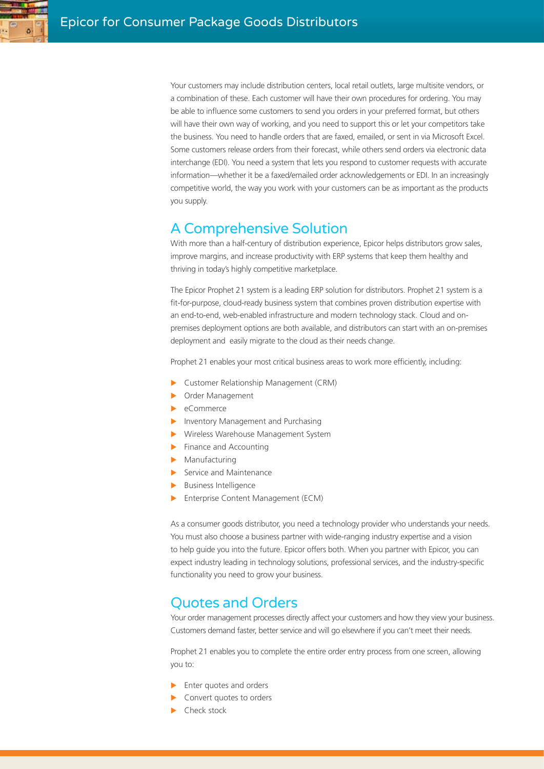Your customers may include distribution centers, local retail outlets, large multisite vendors, or a combination of these. Each customer will have their own procedures for ordering. You may be able to influence some customers to send you orders in your preferred format, but others will have their own way of working, and you need to support this or let your competitors take the business. You need to handle orders that are faxed, emailed, or sent in via Microsoft Excel. Some customers release orders from their forecast, while others send orders via electronic data interchange (EDI). You need a system that lets you respond to customer requests with accurate information—whether it be a faxed/emailed order acknowledgements or EDI. In an increasingly competitive world, the way you work with your customers can be as important as the products you supply.

## A Comprehensive Solution

With more than a half-century of distribution experience, Epicor helps distributors grow sales, improve margins, and increase productivity with ERP systems that keep them healthy and thriving in today's highly competitive marketplace.

The Epicor Prophet 21 system is a leading ERP solution for distributors. Prophet 21 system is a fit-for-purpose, cloud-ready business system that combines proven distribution expertise with an end-to-end, web-enabled infrastructure and modern technology stack. Cloud and on-premises deployment options are both available, and distributors can start with an on-premises deployment and easily migrate to the cloud as their needs change.

Prophet 21 enables your most critical business areas to work more efficiently, including:

- Customer Relationship Management (CRM)
- Order Management
- eCommerce
- Inventory Management and Purchasing
- Wireless Warehouse Management System
- Finance and Accounting
- Manufacturing
- Service and Maintenance
- Business Intelligence
- Enterprise Content Management (ECM)

As a consumer goods distributor, you need a technology provider who understands your needs. You must also choose a business partner with wide-ranging industry expertise and a vision to help guide you into the future. Epicor offers both. When you partner with Epicor, you can expect industry leading in technology solutions, professional services, and the industry-specific functionality you need to grow your business.

## Quotes and Orders

Your order management processes directly affect your customers and how they view your business. Customers demand faster, better service and will go elsewhere if you can't meet their needs.

Prophet 21 enables you to complete the entire order entry process from one screen, allowing you to:

- Enter quotes and orders
- Convert quotes to orders
- Check stock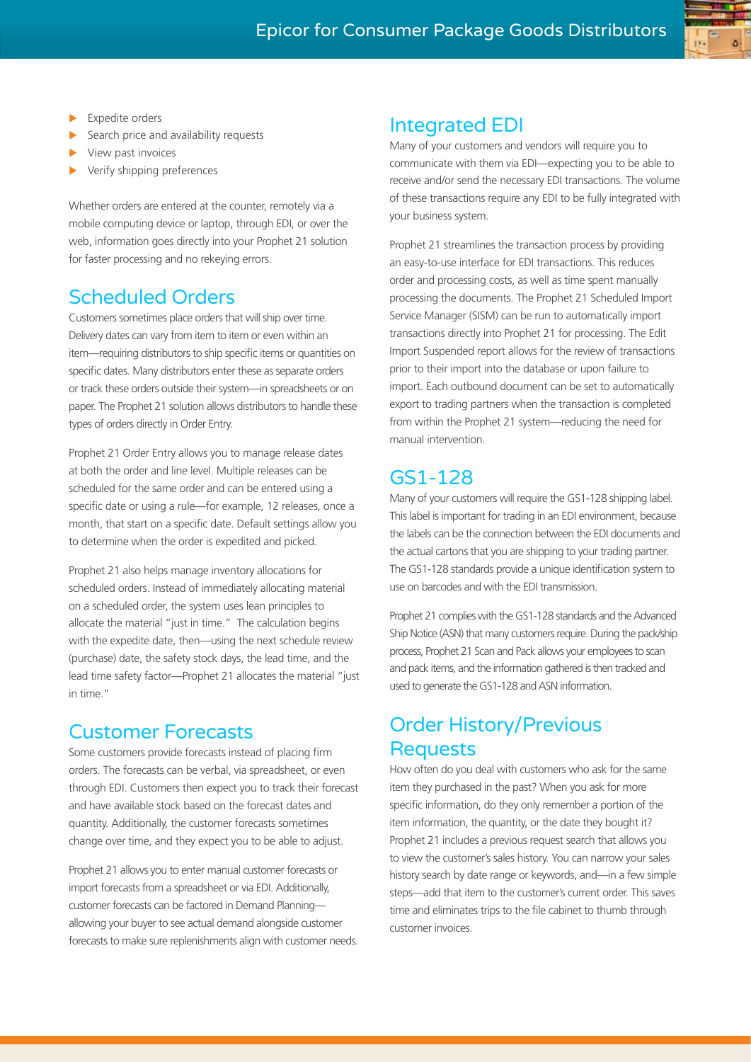- Expedite orders
- Search price and availability requests
- View past invoices
- Verify shipping preferences

Whether orders are entered at the counter, remotely via a mobile computing device or laptop, through EDI, or over the web, information goes directly into your Prophet 21 solution for faster processing and no rekeying errors.

## Scheduled Orders

Customers sometimes place orders that will ship over time. Delivery dates can vary from item to item or even within an item—requiring distributors to ship specific items or quantities on specific dates. Many distributors enter these as separate orders or track these orders outside their system—in spreadsheets or on paper. The Prophet 21 solution allows distributors to handle these types of orders directly in Order Entry.

Prophet 21 Order Entry allows you to manage release dates at both the order and line level. Multiple releases can be scheduled for the same order and can be entered using a specific date or using a rule—for example, 12 releases, once a month, that start on a specific date. Default settings allow you to determine when the order is expedited and picked.

Prophet 21 also helps manage inventory allocations for scheduled orders. Instead of immediately allocating material on a scheduled order, the system uses lean principles to allocate the material "just in time." The calculation begins with the expedite date, then—using the next schedule review (purchase) date, the safety stock days, the lead time, and the lead time safety factor—Prophet 21 allocates the material "just in time."

## Customer Forecasts

Some customers provide forecasts instead of placing firm orders. The forecasts can be verbal, via spreadsheet, or even through EDI. Customers then expect you to track their forecast and have available stock based on the forecast dates and quantity. Additionally, the customer forecasts sometimes change over time, and they expect you to be able to adjust.

Prophet 21 allows you to enter manual customer forecasts or import forecasts from a spreadsheet or via EDI. Additionally, customer forecasts can be factored in Demand Planning—allowing your buyer to see actual demand alongside customer forecasts to make sure replenishments align with customer needs.

## Integrated EDI

Many of your customers and vendors will require you to communicate with them via EDI—expecting you to be able to receive and/or send the necessary EDI transactions. The volume of these transactions require any EDI to be fully integrated with your business system.

Prophet 21 streamlines the transaction process by providing an easy-to-use interface for EDI transactions. This reduces order and processing costs, as well as time spent manually processing the documents. The Prophet 21 Scheduled Import Service Manager (SISM) can be run to automatically import transactions directly into Prophet 21 for processing. The Edit Import Suspended report allows for the review of transactions prior to their import into the database or upon failure to import. Each outbound document can be set to automatically export to trading partners when the transaction is completed from within the Prophet 21 system—reducing the need for manual intervention.

## GS1-128

Many of your customers will require the GS1-128 shipping label. This label is important for trading in an EDI environment, because the labels can be the connection between the EDI documents and the actual cartons that you are shipping to your trading partner. The GS1-128 standards provide a unique identification system to use on barcodes and with the EDI transmission.

Prophet 21 complies with the GS1-128 standards and the Advanced Ship Notice (ASN) that many customers require. During the pack/ship process, Prophet 21 Scan and Pack allows your employees to scan and pack items, and the information gathered is then tracked and used to generate the GS1-128 and ASN information.

## Order History/Previous Requests

How often do you deal with customers who ask for the same item they purchased in the past? When you ask for more specific information, do they only remember a portion of the item information, the quantity, or the date they bought it? Prophet 21 includes a previous request search that allows you to view the customer's sales history. You can narrow your sales history search by date range or keywords, and—in a few simple steps—add that item to the customer's current order. This saves time and eliminates trips to the file cabinet to thumb through customer invoices.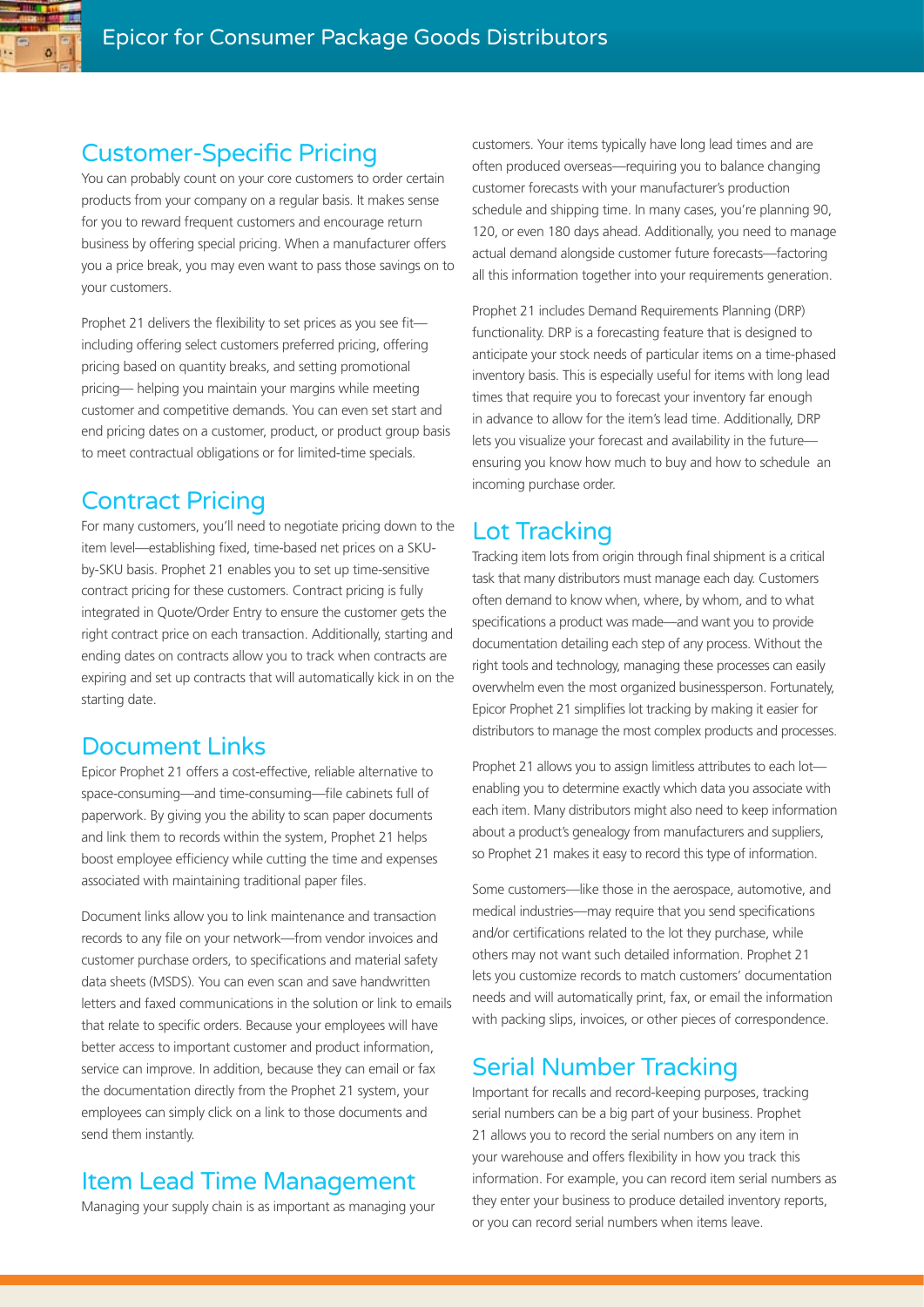## Customer-Specific Pricing

You can probably count on your core customers to order certain products from your company on a regular basis. It makes sense for you to reward frequent customers and encourage return business by offering special pricing. When a manufacturer offers you a price break, you may even want to pass those savings on to your customers.

Prophet 21 delivers the flexibility to set prices as you see fit—including offering select customers preferred pricing, offering pricing based on quantity breaks, and setting promotional pricing— helping you maintain your margins while meeting customer and competitive demands. You can even set start and end pricing dates on a customer, product, or product group basis to meet contractual obligations or for limited-time specials.

## Contract Pricing

For many customers, you'll need to negotiate pricing down to the item level—establishing fixed, time-based net prices on a SKU-by-SKU basis. Prophet 21 enables you to set up time-sensitive contract pricing for these customers. Contract pricing is fully integrated in Quote/Order Entry to ensure the customer gets the right contract price on each transaction. Additionally, starting and ending dates on contracts allow you to track when contracts are expiring and set up contracts that will automatically kick in on the starting date.

## Document Links

Epicor Prophet 21 offers a cost-effective, reliable alternative to space-consuming—and time-consuming—file cabinets full of paperwork. By giving you the ability to scan paper documents and link them to records within the system, Prophet 21 helps boost employee efficiency while cutting the time and expenses associated with maintaining traditional paper files.

Document links allow you to link maintenance and transaction records to any file on your network—from vendor invoices and customer purchase orders, to specifications and material safety data sheets (MSDS). You can even scan and save handwritten letters and faxed communications in the solution or link to emails that relate to specific orders. Because your employees will have better access to important customer and product information, service can improve. In addition, because they can email or fax the documentation directly from the Prophet 21 system, your employees can simply click on a link to those documents and send them instantly.

## Item Lead Time Management

Managing your supply chain is as important as managing your customers. Your items typically have long lead times and are often produced overseas—requiring you to balance changing customer forecasts with your manufacturer's production schedule and shipping time. In many cases, you're planning 90, 120, or even 180 days ahead. Additionally, you need to manage actual demand alongside customer future forecasts—factoring all this information together into your requirements generation.

Prophet 21 includes Demand Requirements Planning (DRP) functionality. DRP is a forecasting feature that is designed to anticipate your stock needs of particular items on a time-phased inventory basis. This is especially useful for items with long lead times that require you to forecast your inventory far enough in advance to allow for the item's lead time. Additionally, DRP lets you visualize your forecast and availability in the future—ensuring you know how much to buy and how to schedule an incoming purchase order.

## Lot Tracking

Tracking item lots from origin through final shipment is a critical task that many distributors must manage each day. Customers often demand to know when, where, by whom, and to what specifications a product was made—and want you to provide documentation detailing each step of any process. Without the right tools and technology, managing these processes can easily overwhelm even the most organized businessperson. Fortunately, Epicor Prophet 21 simplifies lot tracking by making it easier for distributors to manage the most complex products and processes.

Prophet 21 allows you to assign limitless attributes to each lot—enabling you to determine exactly which data you associate with each item. Many distributors might also need to keep information about a product's genealogy from manufacturers and suppliers, so Prophet 21 makes it easy to record this type of information.

Some customers—like those in the aerospace, automotive, and medical industries—may require that you send specifications and/or certifications related to the lot they purchase, while others may not want such detailed information. Prophet 21 lets you customize records to match customers' documentation needs and will automatically print, fax, or email the information with packing slips, invoices, or other pieces of correspondence.

## Serial Number Tracking

Important for recalls and record-keeping purposes, tracking serial numbers can be a big part of your business. Prophet 21 allows you to record the serial numbers on any item in your warehouse and offers flexibility in how you track this information. For example, you can record item serial numbers as they enter your business to produce detailed inventory reports, or you can record serial numbers when items leave.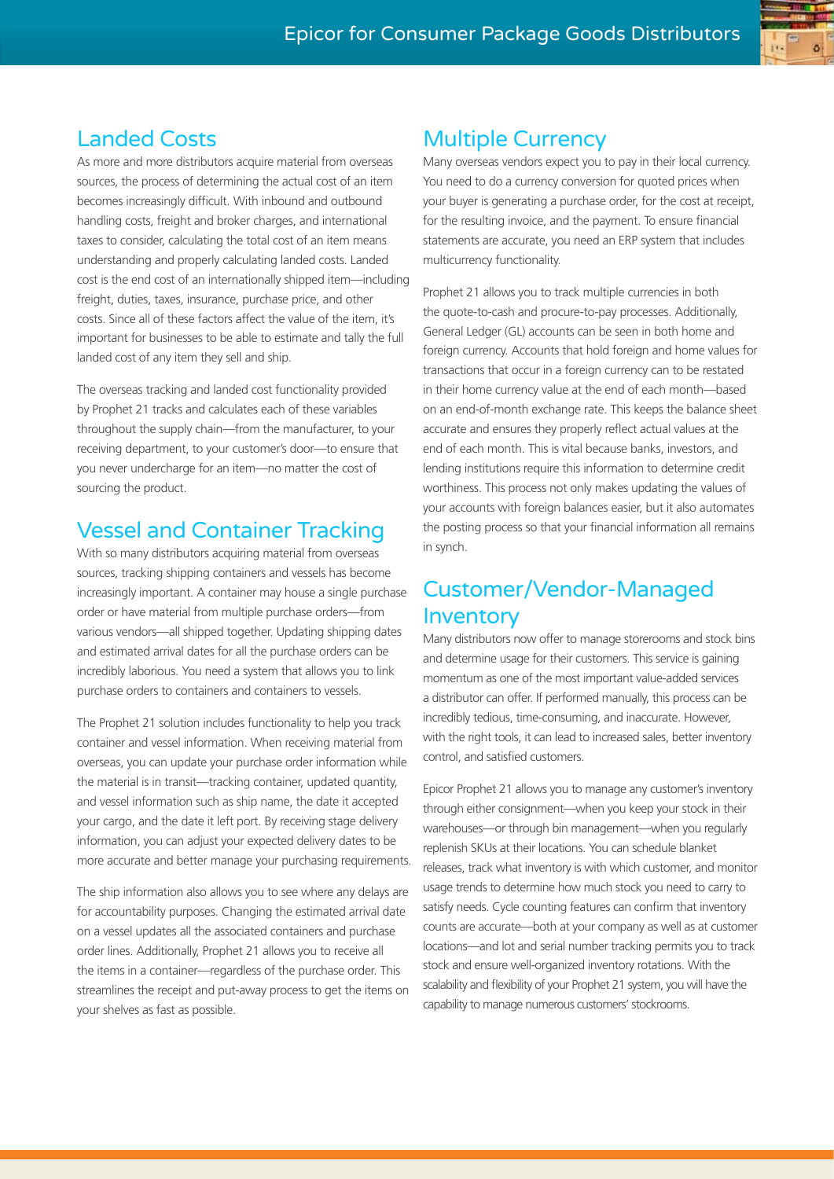## Landed Costs

As more and more distributors acquire material from overseas sources, the process of determining the actual cost of an item becomes increasingly difficult. With inbound and outbound handling costs, freight and broker charges, and international taxes to consider, calculating the total cost of an item means understanding and properly calculating landed costs. Landed cost is the end cost of an internationally shipped item—including freight, duties, taxes, insurance, purchase price, and other costs. Since all of these factors affect the value of the item, it's important for businesses to be able to estimate and tally the full landed cost of any item they sell and ship.

The overseas tracking and landed cost functionality provided by Prophet 21 tracks and calculates each of these variables throughout the supply chain—from the manufacturer, to your receiving department, to your customer's door—to ensure that you never undercharge for an item—no matter the cost of sourcing the product.

## Vessel and Container Tracking

With so many distributors acquiring material from overseas sources, tracking shipping containers and vessels has become increasingly important. A container may house a single purchase order or have material from multiple purchase orders—from various vendors—all shipped together. Updating shipping dates and estimated arrival dates for all the purchase orders can be incredibly laborious. You need a system that allows you to link purchase orders to containers and containers to vessels.

The Prophet 21 solution includes functionality to help you track container and vessel information. When receiving material from overseas, you can update your purchase order information while the material is in transit—tracking container, updated quantity, and vessel information such as ship name, the date it accepted your cargo, and the date it left port. By receiving stage delivery information, you can adjust your expected delivery dates to be more accurate and better manage your purchasing requirements.

The ship information also allows you to see where any delays are for accountability purposes. Changing the estimated arrival date on a vessel updates all the associated containers and purchase order lines. Additionally, Prophet 21 allows you to receive all the items in a container—regardless of the purchase order. This streamlines the receipt and put-away process to get the items on your shelves as fast as possible.

## Multiple Currency

Many overseas vendors expect you to pay in their local currency. You need to do a currency conversion for quoted prices when your buyer is generating a purchase order, for the cost at receipt, for the resulting invoice, and the payment. To ensure financial statements are accurate, you need an ERP system that includes multicurrency functionality.

Prophet 21 allows you to track multiple currencies in both the quote-to-cash and procure-to-pay processes. Additionally, General Ledger (GL) accounts can be seen in both home and foreign currency. Accounts that hold foreign and home values for transactions that occur in a foreign currency can to be restated in their home currency value at the end of each month—based on an end-of-month exchange rate. This keeps the balance sheet accurate and ensures they properly reflect actual values at the end of each month. This is vital because banks, investors, and lending institutions require this information to determine credit worthiness. This process not only makes updating the values of your accounts with foreign balances easier, but it also automates the posting process so that your financial information all remains in synch.

## Customer/Vendor-Managed Inventory

Many distributors now offer to manage storerooms and stock bins and determine usage for their customers. This service is gaining momentum as one of the most important value-added services a distributor can offer. If performed manually, this process can be incredibly tedious, time-consuming, and inaccurate. However, with the right tools, it can lead to increased sales, better inventory control, and satisfied customers.

Epicor Prophet 21 allows you to manage any customer's inventory through either consignment—when you keep your stock in their warehouses—or through bin management—when you regularly replenish SKUs at their locations. You can schedule blanket releases, track what inventory is with which customer, and monitor usage trends to determine how much stock you need to carry to satisfy needs. Cycle counting features can confirm that inventory counts are accurate—both at your company as well as at customer locations—and lot and serial number tracking permits you to track stock and ensure well-organized inventory rotations. With the scalability and flexibility of your Prophet 21 system, you will have the capability to manage numerous customers' stockrooms.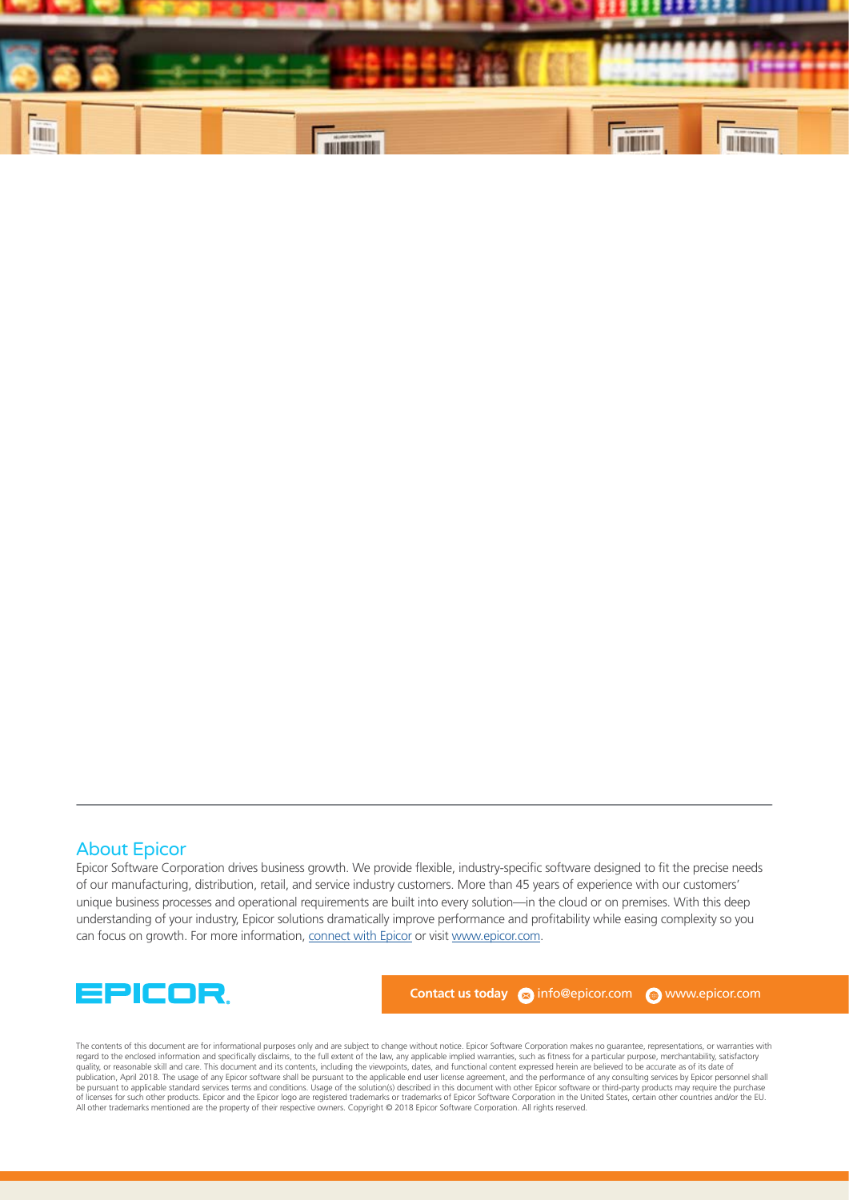## About Epicor

Epicor Software Corporation drives business growth. We provide flexible, industry-specific software designed to fit the precise needs of our manufacturing, distribution, retail, and service industry customers. More than 45 years of experience with our customers' unique business processes and operational requirements are built into every solution—in the cloud or on premises. With this deep understanding of your industry, Epicor solutions dramatically improve performance and profitability while easing complexity so you can focus on growth. For more information, connect with Epicor or visit www.epicor.com.

EPICOR

**Contact us today** info@epicor.com www.epicor.com

The contents of this document are for informational purposes only and are subject to change without notice. Epicor Software Corporation makes no guarantee, representations, or warranties with regard to the enclosed information and specifically disclaims, to the full extent of the law, any applicable implied warranties, such as fitness for a particular purpose, merchantability, satisfactory quality, or reasonable skill and care. This document and its contents, including the viewpoints, dates, and functional content expressed herein are believed to be accurate as of its date of publication, April 2018. The usage of any Epicor software shall be pursuant to the applicable end user license agreement, and the performance of any consulting services by Epicor personnel shall be pursuant to applicable standard services terms and conditions. Usage of the solution(s) described in this document with other Epicor software or third-party products may require the purchase of licenses for such other products. Epicor and the Epicor logo are registered trademarks or trademarks of Epicor Software Corporation in the United States, certain other countries and/or the EU. All other trademarks mentioned are the property of their respective owners. Copyright © 2018 Epicor Software Corporation. All rights reserved.